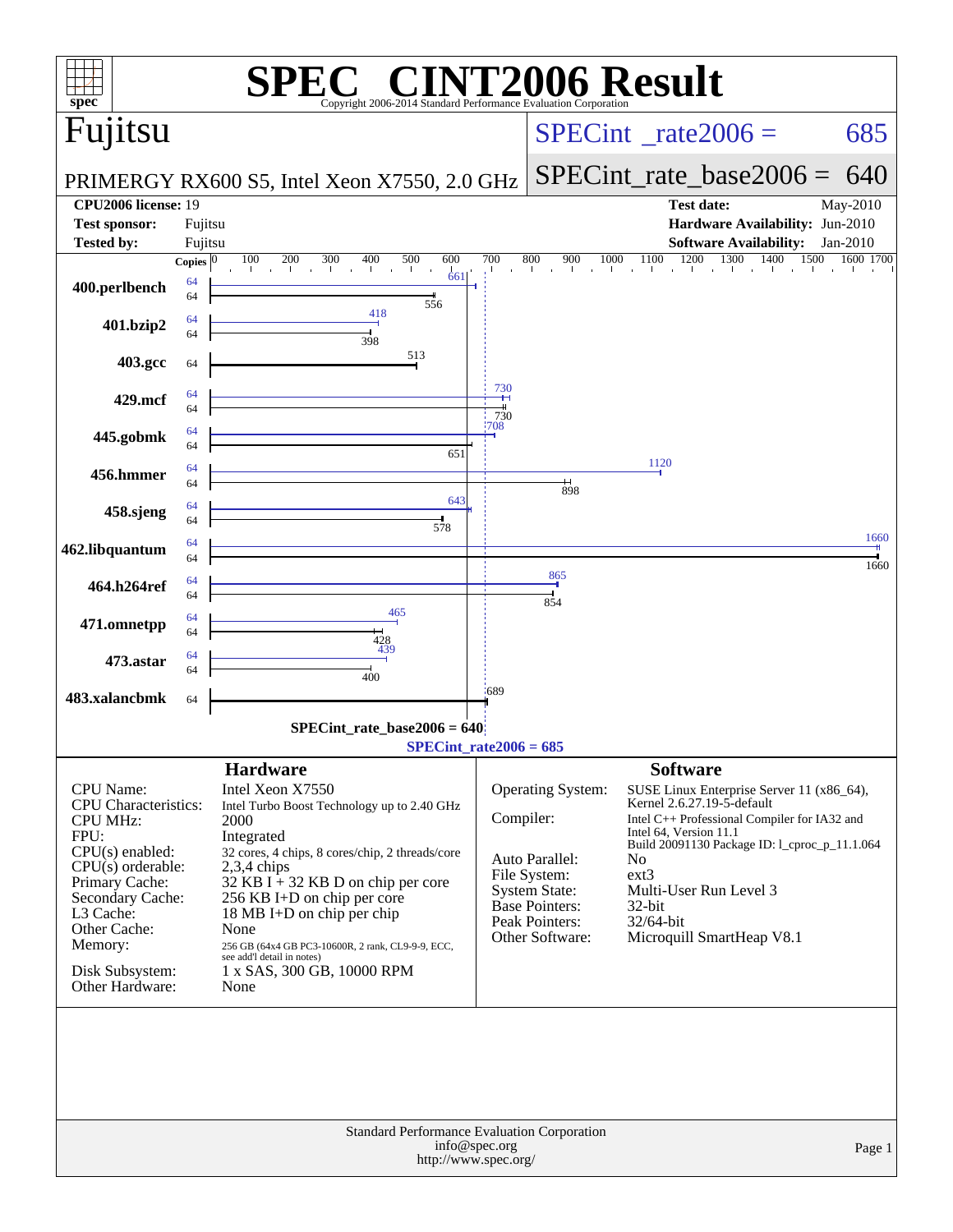# SPEC® CINT2006 Result

Copyright 2006-2014 Standard Performance Evaluation Corporation

## Fujitsu

PRIMERGY RX600 S5, Intel Xeon X7550, 2.0 GHz

SPECint_rate2006 = 685

SPECint_rate_base2006 = 640

| | | | |
|---|---|---|---|
| **CPU2006 license:** | 19 | **Test date:** | May-2010 |
| **Test sponsor:** | Fujitsu | **Hardware Availability:** | Jun-2010 |
| **Tested by:** | Fujitsu | **Software Availability:** | Jan-2010 |

| Benchmark | Copies (peak) | Peak | Copies (base) | Base |
|---|---|---|---|---|
| 400.perlbench | 64 | 661 | 64 | 556 |
| 401.bzip2 | 64 | 418 | 64 | 398 |
| 403.gcc | | | 64 | 513 |
| 429.mcf | 64 | 730 | 64 | 730 |
| 445.gobmk | 64 | 708 | 64 | 651 |
| 456.hmmer | 64 | 1120 | 64 | 898 |
| 458.sjeng | 64 | 643 | 64 | 578 |
| 462.libquantum | 64 | 1660 | 64 | 1660 |
| 464.h264ref | 64 | 865 | 64 | 854 |
| 471.omnetpp | 64 | 465 | 64 | 428 |
| 473.astar | 64 | 439 | 64 | 400 |
| 483.xalancbmk | | | 64 | 689 |

SPECint_rate_base2006 = 640

SPECint_rate2006 = 685

### Hardware

| | |
|---|---|
| CPU Name: | Intel Xeon X7550 |
| CPU Characteristics: | Intel Turbo Boost Technology up to 2.40 GHz |
| CPU MHz: | 2000 |
| FPU: | Integrated |
| CPU(s) enabled: | 32 cores, 4 chips, 8 cores/chip, 2 threads/core |
| CPU(s) orderable: | 2,3,4 chips |
| Primary Cache: | 32 KB I + 32 KB D on chip per core |
| Secondary Cache: | 256 KB I+D on chip per core |
| L3 Cache: | 18 MB I+D on chip per chip |
| Other Cache: | None |
| Memory: | 256 GB (64x4 GB PC3-10600R, 2 rank, CL9-9-9, ECC, see add'l detail in notes) |
| Disk Subsystem: | 1 x SAS, 300 GB, 10000 RPM |
| Other Hardware: | None |

### Software

| | |
|---|---|
| Operating System: | SUSE Linux Enterprise Server 11 (x86_64), Kernel 2.6.27.19-5-default |
| Compiler: | Intel C++ Professional Compiler for IA32 and Intel 64, Version 11.1 Build 20091130 Package ID: l_cproc_p_11.1.064 |
| Auto Parallel: | No |
| File System: | ext3 |
| System State: | Multi-User Run Level 3 |
| Base Pointers: | 32-bit |
| Peak Pointers: | 32/64-bit |
| Other Software: | Microquill SmartHeap V8.1 |

Standard Performance Evaluation Corporation
info@spec.org
http://www.spec.org/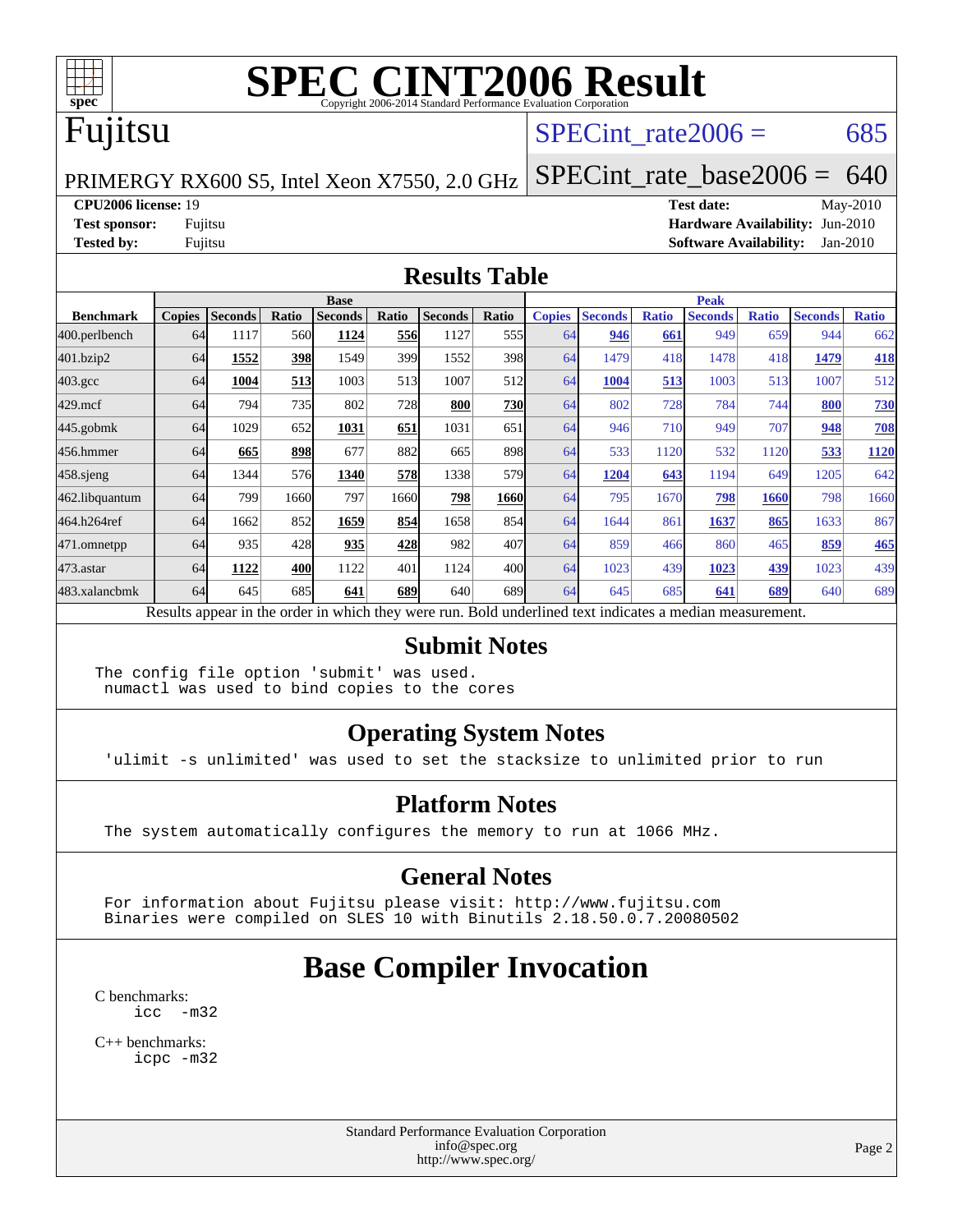# SPEC CINT2006 Result

Copyright 2006-2014 Standard Performance Evaluation Corporation

## Fujitsu

PRIMERGY RX600 S5, Intel Xeon X7550, 2.0 GHz

SPECint_rate2006 = 685

SPECint_rate_base2006 = 640

| | | | |
|---|---|---|---|
| **CPU2006 license:** | 19 | **Test date:** | May-2010 |
| **Test sponsor:** | Fujitsu | **Hardware Availability:** | Jun-2010 |
| **Tested by:** | Fujitsu | **Software Availability:** | Jan-2010 |

## Results Table

| | Base | | | | | | | Peak | | | | | | |
|---|---|---|---|---|---|---|---|---|---|---|---|---|---|---|
| **Benchmark** | **Copies** | **Seconds** | **Ratio** | **Seconds** | **Ratio** | **Seconds** | **Ratio** | **Copies** | **Seconds** | **Ratio** | **Seconds** | **Ratio** | **Seconds** | **Ratio** |
| 400.perlbench | 64 | 1117 | 560 | **1124** | **556** | 1127 | 555 | 64 | **946** | **661** | 949 | 659 | 944 | 662 |
| 401.bzip2 | 64 | **1552** | **398** | 1549 | 399 | 1552 | 398 | 64 | 1479 | 418 | 1478 | 418 | **1479** | **418** |
| 403.gcc | 64 | **1004** | **513** | 1003 | 513 | 1007 | 512 | 64 | **1004** | **513** | 1003 | 513 | 1007 | 512 |
| 429.mcf | 64 | 794 | 735 | 802 | 728 | **800** | **730** | 64 | 802 | 728 | 784 | 744 | **800** | **730** |
| 445.gobmk | 64 | 1029 | 652 | **1031** | **651** | 1031 | 651 | 64 | 946 | 710 | 949 | 707 | **948** | **708** |
| 456.hmmer | 64 | **665** | **898** | 677 | 882 | 665 | 898 | 64 | 533 | 1120 | 532 | 1120 | **533** | **1120** |
| 458.sjeng | 64 | 1344 | 576 | **1340** | **578** | 1338 | 579 | 64 | **1204** | **643** | 1194 | 649 | 1205 | 642 |
| 462.libquantum | 64 | 799 | 1660 | 797 | 1660 | **798** | **1660** | 64 | 795 | 1670 | **798** | **1660** | 798 | 1660 |
| 464.h264ref | 64 | 1662 | 852 | **1659** | **854** | 1658 | 854 | 64 | 1644 | 861 | **1637** | **865** | 1633 | 867 |
| 471.omnetpp | 64 | 935 | 428 | **935** | **428** | 982 | 407 | 64 | 859 | 466 | 860 | 465 | **859** | **465** |
| 473.astar | 64 | **1122** | **400** | 1122 | 401 | 1124 | 400 | 64 | 1023 | 439 | **1023** | **439** | 1023 | 439 |
| 483.xalancbmk | 64 | 645 | 685 | **641** | **689** | 640 | 689 | 64 | 645 | 685 | **641** | **689** | 640 | 689 |

Results appear in the order in which they were run. Bold underlined text indicates a median measurement.

## Submit Notes

```
The config file option 'submit' was used.
 numactl was used to bind copies to the cores
```

## Operating System Notes

```
'ulimit -s unlimited' was used to set the stacksize to unlimited prior to run
```

## Platform Notes

```
The system automatically configures the memory to run at 1066 MHz.
```

## General Notes

```
For information about Fujitsu please visit: http://www.fujitsu.com
Binaries were compiled on SLES 10 with Binutils 2.18.50.0.7.20080502
```

# Base Compiler Invocation

C benchmarks:

```
icc  -m32
```

C++ benchmarks:

```
icpc -m32
```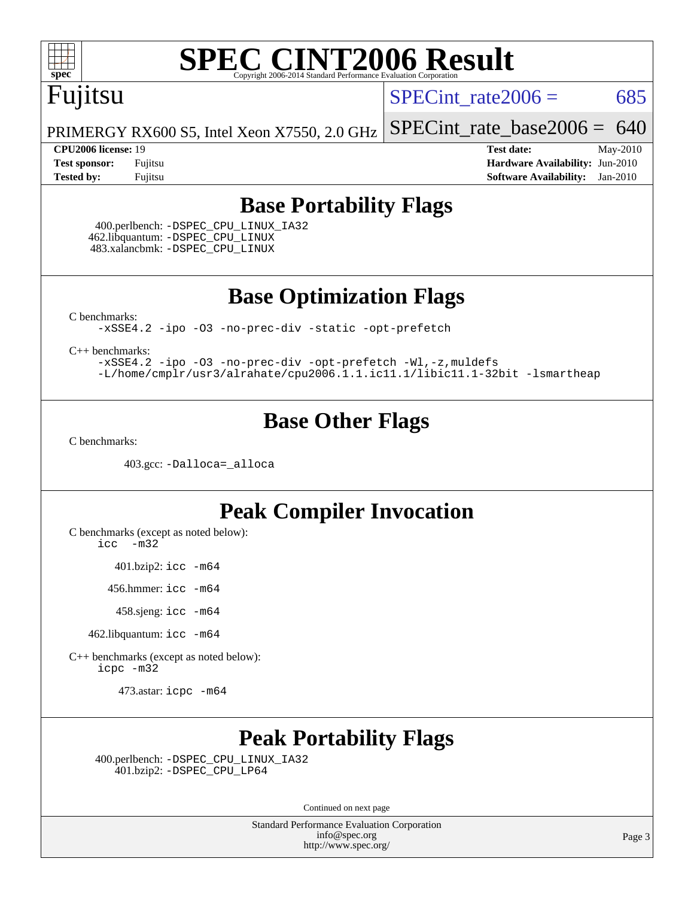# SPEC CINT2006 Result

Copyright 2006-2014 Standard Performance Evaluation Corporation

## Fujitsu

PRIMERGY RX600 S5, Intel Xeon X7550, 2.0 GHz

SPECint_rate2006 = 685

SPECint_rate_base2006 = 640

**CPU2006 license:** 19
**Test sponsor:** Fujitsu
**Tested by:** Fujitsu

**Test date:** May-2010
**Hardware Availability:** Jun-2010
**Software Availability:** Jan-2010

## Base Portability Flags

400.perlbench: -DSPEC_CPU_LINUX_IA32
462.libquantum: -DSPEC_CPU_LINUX
483.xalancbmk: -DSPEC_CPU_LINUX

## Base Optimization Flags

C benchmarks:
-xSSE4.2 -ipo -O3 -no-prec-div -static -opt-prefetch

C++ benchmarks:
-xSSE4.2 -ipo -O3 -no-prec-div -opt-prefetch -Wl,-z,muldefs
-L/home/cmplr/usr3/alrahate/cpu2006.1.1.ic11.1/libic11.1-32bit -lsmartheap

## Base Other Flags

C benchmarks:

403.gcc: -Dalloca=_alloca

## Peak Compiler Invocation

C benchmarks (except as noted below):
icc -m32

401.bzip2: icc -m64

456.hmmer: icc -m64

458.sjeng: icc -m64

462.libquantum: icc -m64

C++ benchmarks (except as noted below):
icpc -m32

473.astar: icpc -m64

## Peak Portability Flags

400.perlbench: -DSPEC_CPU_LINUX_IA32
401.bzip2: -DSPEC_CPU_LP64

Continued on next page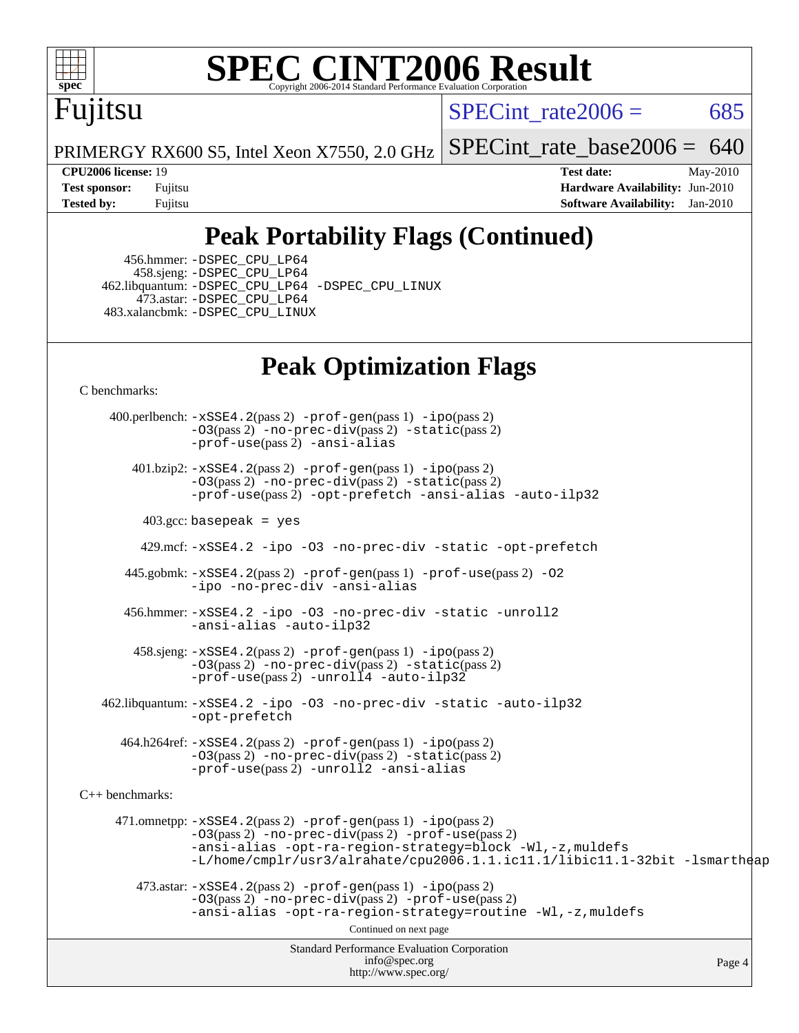# SPEC CINT2006 Result

Copyright 2006-2014 Standard Performance Evaluation Corporation

## Fujitsu

PRIMERGY RX600 S5, Intel Xeon X7550, 2.0 GHz

SPECint_rate2006 = 685

SPECint_rate_base2006 = 640

| | | | |
|---|---|---|---|
| **CPU2006 license:** 19 | | **Test date:** | May-2010 |
| **Test sponsor:** | Fujitsu | **Hardware Availability:** | Jun-2010 |
| **Tested by:** | Fujitsu | **Software Availability:** | Jan-2010 |

## Peak Portability Flags (Continued)

456.hmmer: -DSPEC_CPU_LP64
458.sjeng: -DSPEC_CPU_LP64
462.libquantum: -DSPEC_CPU_LP64 -DSPEC_CPU_LINUX
473.astar: -DSPEC_CPU_LP64
483.xalancbmk: -DSPEC_CPU_LINUX

## Peak Optimization Flags

C benchmarks:

400.perlbench: -xSSE4.2(pass 2) -prof-gen(pass 1) -ipo(pass 2) -O3(pass 2) -no-prec-div(pass 2) -static(pass 2) -prof-use(pass 2) -ansi-alias

401.bzip2: -xSSE4.2(pass 2) -prof-gen(pass 1) -ipo(pass 2) -O3(pass 2) -no-prec-div(pass 2) -static(pass 2) -prof-use(pass 2) -opt-prefetch -ansi-alias -auto-ilp32

403.gcc: basepeak = yes

429.mcf: -xSSE4.2 -ipo -O3 -no-prec-div -static -opt-prefetch

445.gobmk: -xSSE4.2(pass 2) -prof-gen(pass 1) -prof-use(pass 2) -O2 -ipo -no-prec-div -ansi-alias

456.hmmer: -xSSE4.2 -ipo -O3 -no-prec-div -static -unroll2 -ansi-alias -auto-ilp32

458.sjeng: -xSSE4.2(pass 2) -prof-gen(pass 1) -ipo(pass 2) -O3(pass 2) -no-prec-div(pass 2) -static(pass 2) -prof-use(pass 2) -unroll4 -auto-ilp32

462.libquantum: -xSSE4.2 -ipo -O3 -no-prec-div -static -auto-ilp32 -opt-prefetch

464.h264ref: -xSSE4.2(pass 2) -prof-gen(pass 1) -ipo(pass 2) -O3(pass 2) -no-prec-div(pass 2) -static(pass 2) -prof-use(pass 2) -unroll2 -ansi-alias

C++ benchmarks:

471.omnetpp: -xSSE4.2(pass 2) -prof-gen(pass 1) -ipo(pass 2) -O3(pass 2) -no-prec-div(pass 2) -prof-use(pass 2) -ansi-alias -opt-ra-region-strategy=block -Wl,-z,muldefs -L/home/cmplr/usr3/alrahate/cpu2006.1.1.ic11.1/libic11.1-32bit -lsmartheap

473.astar: -xSSE4.2(pass 2) -prof-gen(pass 1) -ipo(pass 2) -O3(pass 2) -no-prec-div(pass 2) -prof-use(pass 2) -ansi-alias -opt-ra-region-strategy=routine -Wl,-z,muldefs

Continued on next page

Standard Performance Evaluation Corporation
info@spec.org
http://www.spec.org/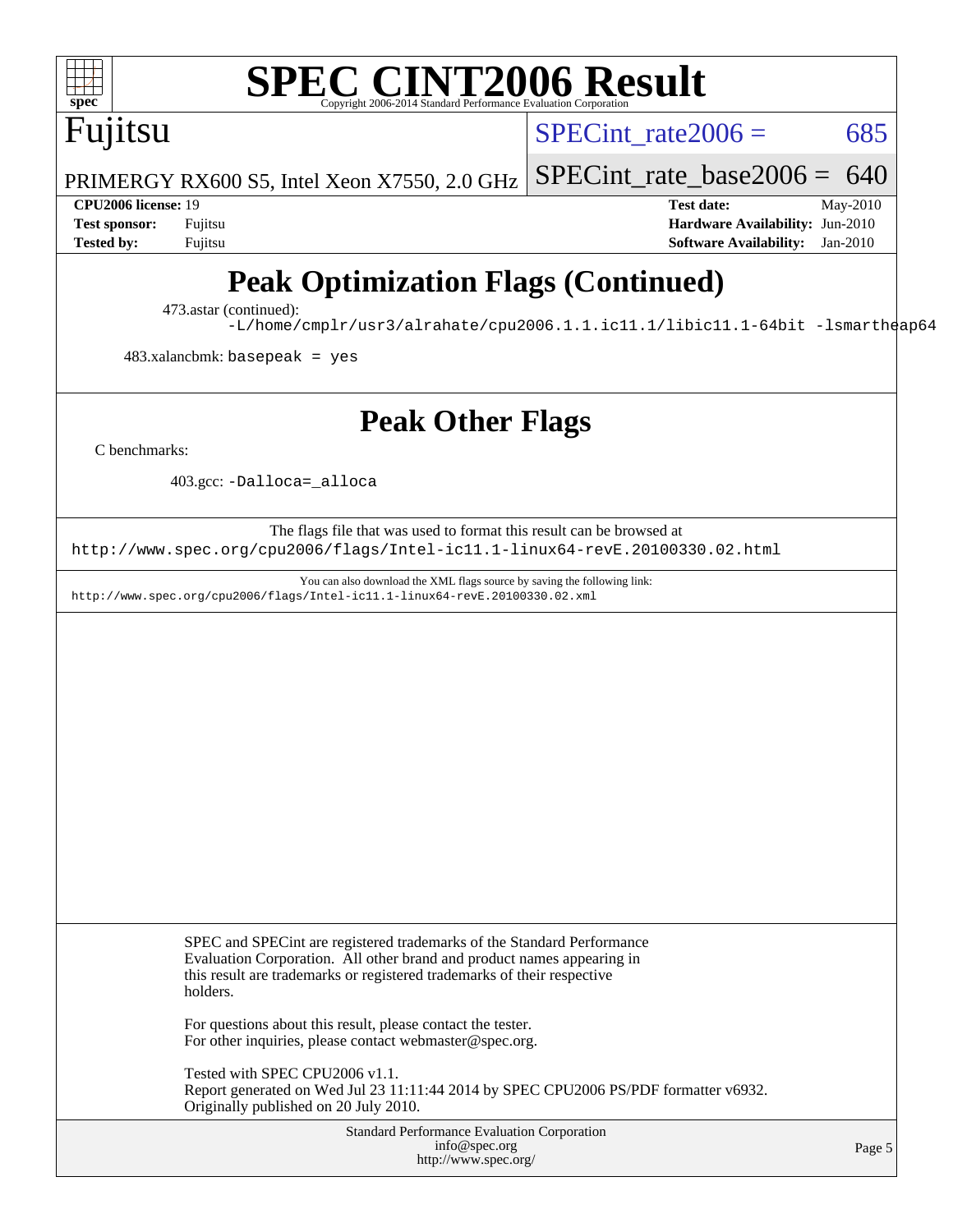## Peak Optimization Flags (Continued)

473.astar (continued):
```
-L/home/cmplr/usr3/alrahate/cpu2006.1.1.ic11.1/libic11.1-64bit -lsmartheap64
```

483.xalancbmk: `basepeak = yes`

## Peak Other Flags

C benchmarks:

403.gcc: `-Dalloca=_alloca`

The flags file that was used to format this result can be browsed at
http://www.spec.org/cpu2006/flags/Intel-ic11.1-linux64-revE.20100330.02.html

You can also download the XML flags source by saving the following link:
http://www.spec.org/cpu2006/flags/Intel-ic11.1-linux64-revE.20100330.02.xml

SPEC and SPECint are registered trademarks of the Standard Performance Evaluation Corporation. All other brand and product names appearing in this result are trademarks or registered trademarks of their respective holders.

For questions about this result, please contact the tester.
For other inquiries, please contact webmaster@spec.org.

Tested with SPEC CPU2006 v1.1.
Report generated on Wed Jul 23 11:11:44 2014 by SPEC CPU2006 PS/PDF formatter v6932.
Originally published on 20 July 2010.